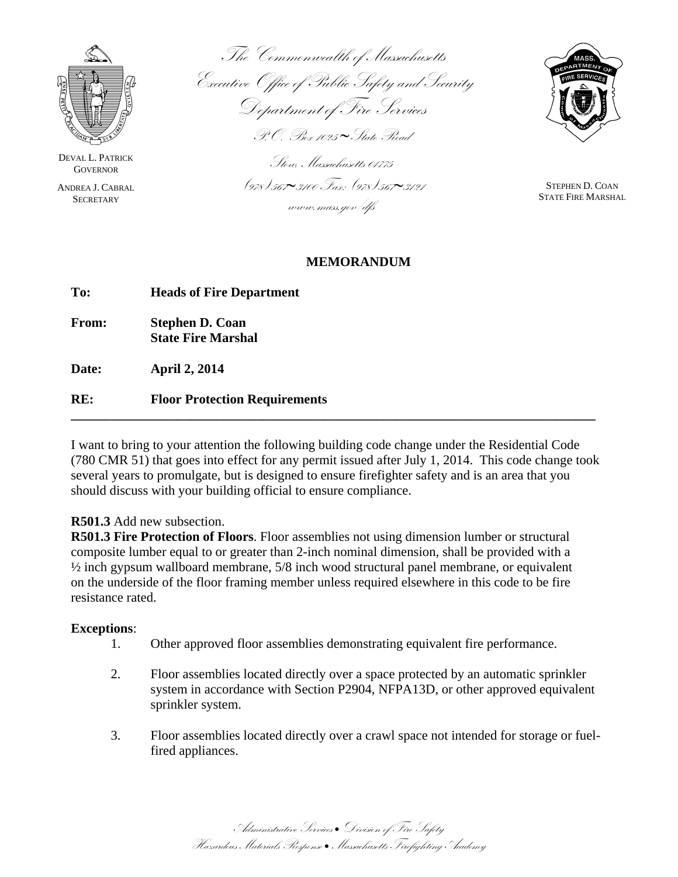The Commonwealth of Massachusetts
Executive Office of Public Safety and Security
Department of Fire Services
P.O. Box 1025 ~ State Road
Stow, Massachusetts 01775
(978) 567~3100 Fax: (978) 567~3121
www.mass.gov/dfs

DEVAL L. PATRICK
GOVERNOR

ANDREA J. CABRAL
SECRETARY

STEPHEN D. COAN
STATE FIRE MARSHAL

# MEMORANDUM

**To:** **Heads of Fire Department**

**From:** **Stephen D. Coan**
**State Fire Marshal**

**Date:** **April 2, 2014**

**RE:** **Floor Protection Requirements**

---

I want to bring to your attention the following building code change under the Residential Code (780 CMR 51) that goes into effect for any permit issued after July 1, 2014. This code change took several years to promulgate, but is designed to ensure firefighter safety and is an area that you should discuss with your building official to ensure compliance.

**R501.3** Add new subsection.
**R501.3 Fire Protection of Floors**. Floor assemblies not using dimension lumber or structural composite lumber equal to or greater than 2-inch nominal dimension, shall be provided with a ½ inch gypsum wallboard membrane, 5/8 inch wood structural panel membrane, or equivalent on the underside of the floor framing member unless required elsewhere in this code to be fire resistance rated.

**Exceptions**:

1. Other approved floor assemblies demonstrating equivalent fire performance.

2. Floor assemblies located directly over a space protected by an automatic sprinkler system in accordance with Section P2904, NFPA13D, or other approved equivalent sprinkler system.

3. Floor assemblies located directly over a crawl space not intended for storage or fuel-fired appliances.

Administrative Services • Division of Fire Safety
Hazardous Materials Response • Massachusetts Firefighting Academy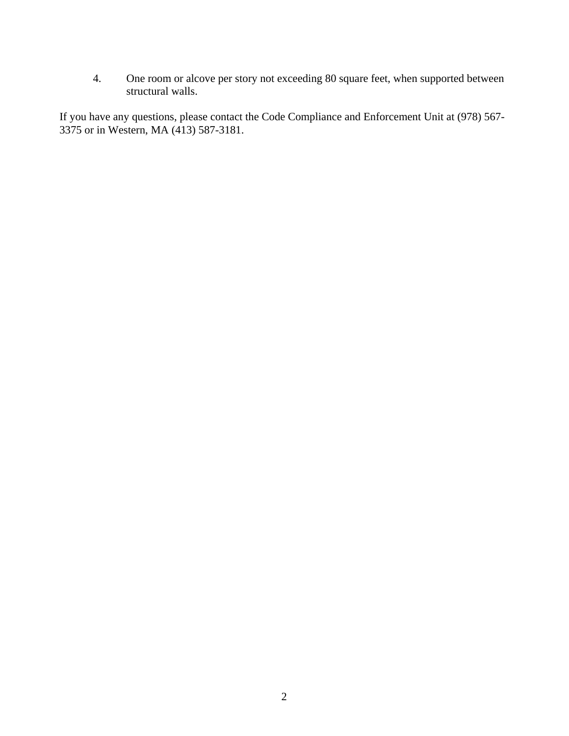4. One room or alcove per story not exceeding 80 square feet, when supported between structural walls.

If you have any questions, please contact the Code Compliance and Enforcement Unit at (978) 567-3375 or in Western, MA (413) 587-3181.